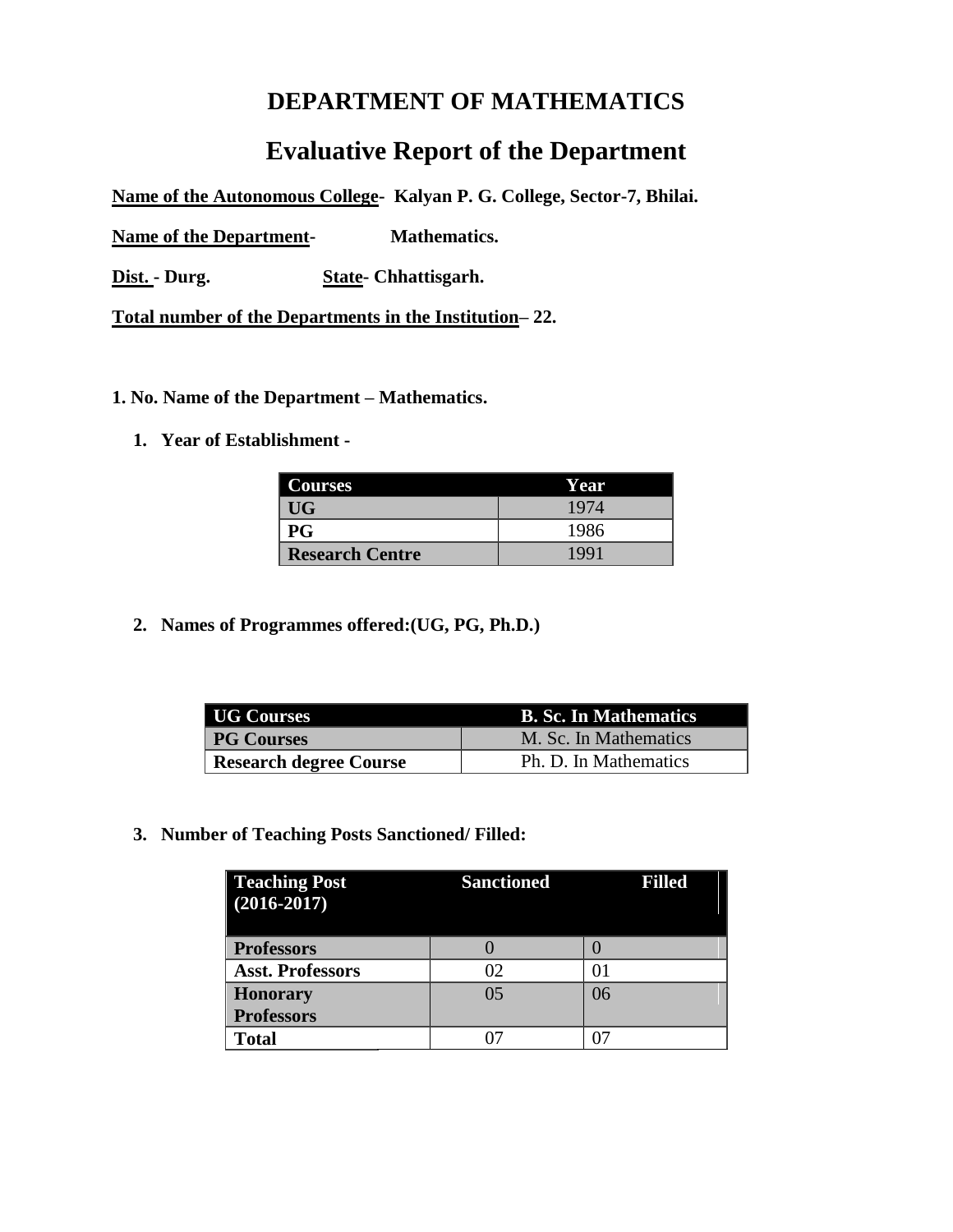# DEPARTMENT OF MATHEMATICS

# Evaluative Report of the Department

**Name of the Autonomous College- Kalyan P. G. College, Sector-7, Bhilai.**

**Name of the Department- Mathematics.**

**Dist. - Durg. State- Chhattisgarh.**

**Total number of the Departments in the Institution– 22.**

**1. No. Name of the Department – Mathematics.**

1. **Year of Establishment -**

| Courses | Year |
|---|---|
| UG | 1974 |
| PG | 1986 |
| Research Centre | 1991 |

2. **Names of Programmes offered:(UG, PG, Ph.D.)**

| UG Courses | B. Sc. In Mathematics |
|---|---|
| PG Courses | M. Sc. In Mathematics |
| Research degree Course | Ph. D. In Mathematics |

3. **Number of Teaching Posts Sanctioned/ Filled:**

| Teaching Post (2016-2017) | Sanctioned | Filled |
|---|---|---|
| Professors | 0 | 0 |
| Asst. Professors | 02 | 01 |
| Honorary Professors | 05 | 06 |
| Total | 07 | 07 |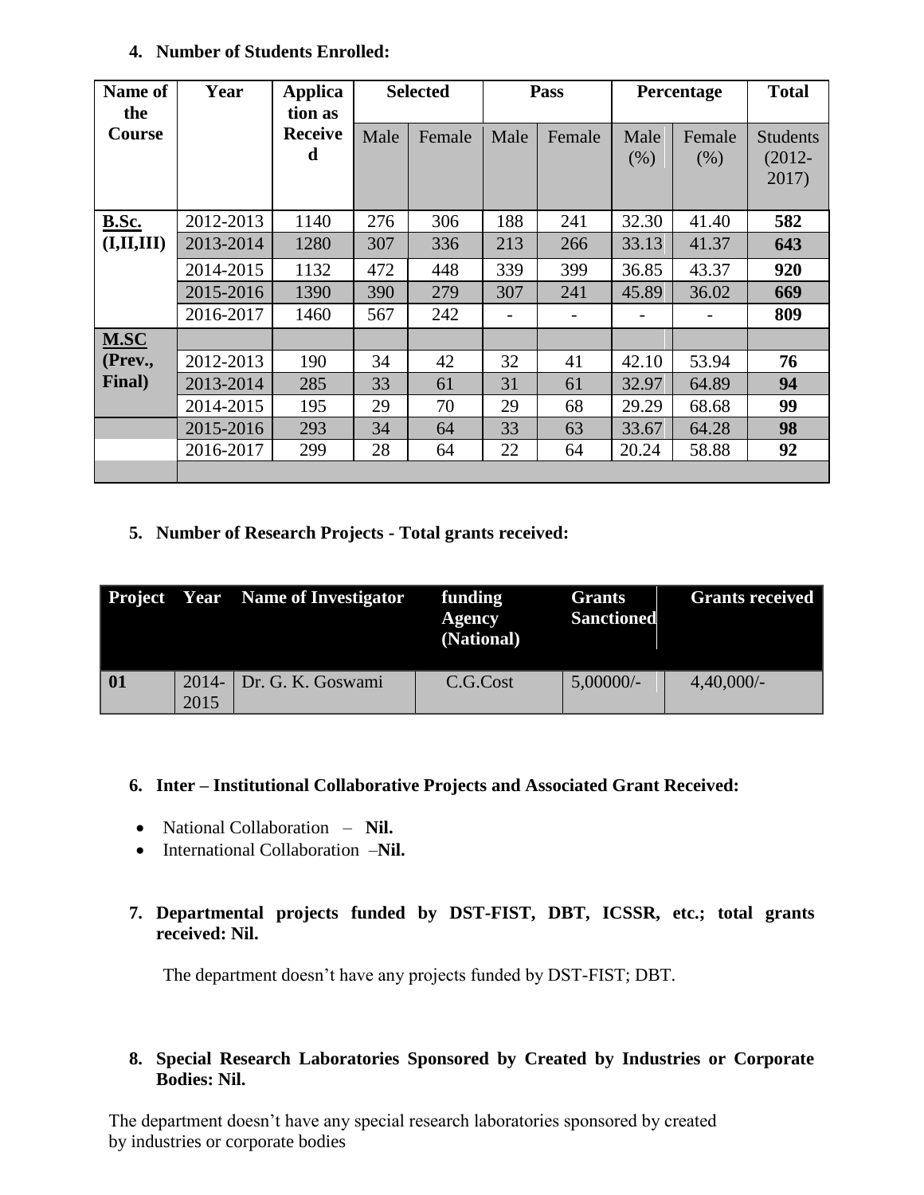**4. Number of Students Enrolled:**

| Name of the Course | Year | Application as Received | Selected | | Pass | | Percentage | | Total |
|---|---|---|---|---|---|---|---|---|---|
| | | | Male | Female | Male | Female | Male (%) | Female (%) | Students (2012-2017) |
| **B.Sc. (I,II,III)** | 2012-2013 | 1140 | 276 | 306 | 188 | 241 | 32.30 | 41.40 | **582** |
| | 2013-2014 | 1280 | 307 | 336 | 213 | 266 | 33.13 | 41.37 | **643** |
| | 2014-2015 | 1132 | 472 | 448 | 339 | 399 | 36.85 | 43.37 | **920** |
| | 2015-2016 | 1390 | 390 | 279 | 307 | 241 | 45.89 | 36.02 | **669** |
| | 2016-2017 | 1460 | 567 | 242 | - | - | - | - | **809** |
| **M.SC (Prev., Final)** | | | | | | | | | |
| | 2012-2013 | 190 | 34 | 42 | 32 | 41 | 42.10 | 53.94 | **76** |
| | 2013-2014 | 285 | 33 | 61 | 31 | 61 | 32.97 | 64.89 | **94** |
| | 2014-2015 | 195 | 29 | 70 | 29 | 68 | 29.29 | 68.68 | **99** |
| | 2015-2016 | 293 | 34 | 64 | 33 | 63 | 33.67 | 64.28 | **98** |
| | 2016-2017 | 299 | 28 | 64 | 22 | 64 | 20.24 | 58.88 | **92** |

**5. Number of Research Projects - Total grants received:**

| Project | Year | Name of Investigator | funding Agency (National) | Grants Sanctioned | Grants received |
|---|---|---|---|---|---|
| **01** | 2014-2015 | Dr. G. K. Goswami | C.G.Cost | 5,00000/- | 4,40,000/- |

**6. Inter – Institutional Collaborative Projects and Associated Grant Received:**

- National Collaboration – **Nil.**
- International Collaboration –**Nil.**

**7. Departmental projects funded by DST-FIST, DBT, ICSSR, etc.; total grants received: Nil.**

The department doesn't have any projects funded by DST-FIST; DBT.

**8. Special Research Laboratories Sponsored by Created by Industries or Corporate Bodies: Nil.**

The department doesn't have any special research laboratories sponsored by created by industries or corporate bodies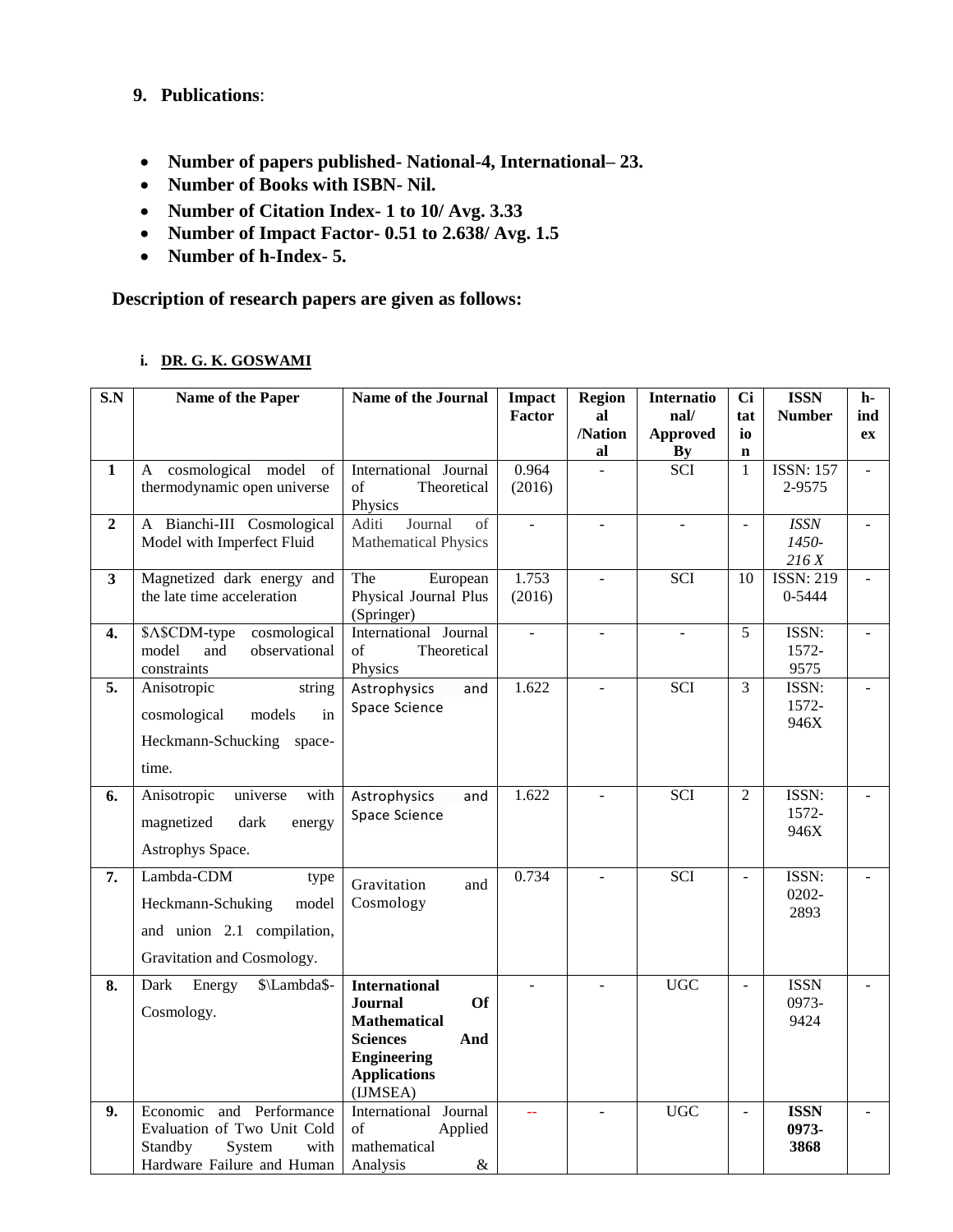## 9. Publications:

- **Number of papers published- National-4, International– 23.**
- **Number of Books with ISBN- Nil.**
- **Number of Citation Index- 1 to 10/ Avg. 3.33**
- **Number of Impact Factor- 0.51 to 2.638/ Avg. 1.5**
- **Number of h-Index- 5.**

**Description of research papers are given as follows:**

### i. DR. G. K. GOSWAMI

| S.N | Name of the Paper | Name of the Journal | Impact Factor | Regional /National | International/ Approved By | Citation | ISSN Number | h-index |
|---|---|---|---|---|---|---|---|---|
| **1** | A cosmological model of thermodynamic open universe | International Journal of Theoretical Physics | 0.964 (2016) | - | SCI | 1 | ISSN: 1572-9575 | - |
| **2** | A Bianchi-III Cosmological Model with Imperfect Fluid | Aditi Journal of Mathematical Physics | - | - | - | - | *ISSN 1450-216 X* | - |
| **3** | Magnetized dark energy and the late time acceleration | The European Physical Journal Plus (Springer) | 1.753 (2016) | - | SCI | 10 | ISSN: 2190-5444 | - |
| **4.** | $\Lambda$CDM-type cosmological model and observational constraints | International Journal of Theoretical Physics | - | - | - | 5 | ISSN: 1572-9575 | - |
| **5.** | Anisotropic string cosmological models in Heckmann-Schucking space-time. | Astrophysics and Space Science | 1.622 | - | SCI | 3 | ISSN: 1572-946X | - |
| **6.** | Anisotropic universe with magnetized dark energy Astrophys Space. | Astrophysics and Space Science | 1.622 | - | SCI | 2 | ISSN: 1572-946X | - |
| **7.** | Lambda-CDM type Heckmann-Schuking model and union 2.1 compilation, Gravitation and Cosmology. | Gravitation and Cosmology | 0.734 | - | SCI | - | ISSN: 0202-2893 | - |
| **8.** | Dark Energy $\Lambda$-Cosmology. | **International Journal Of Mathematical Sciences And Engineering Applications** (IJMSEA) | - | - | UGC | - | ISSN 0973-9424 | - |
| **9.** | Economic and Performance Evaluation of Two Unit Cold Standby System with Hardware Failure and Human | International Journal of Applied mathematical Analysis & | -- | - | UGC | - | **ISSN 0973-3868** | - |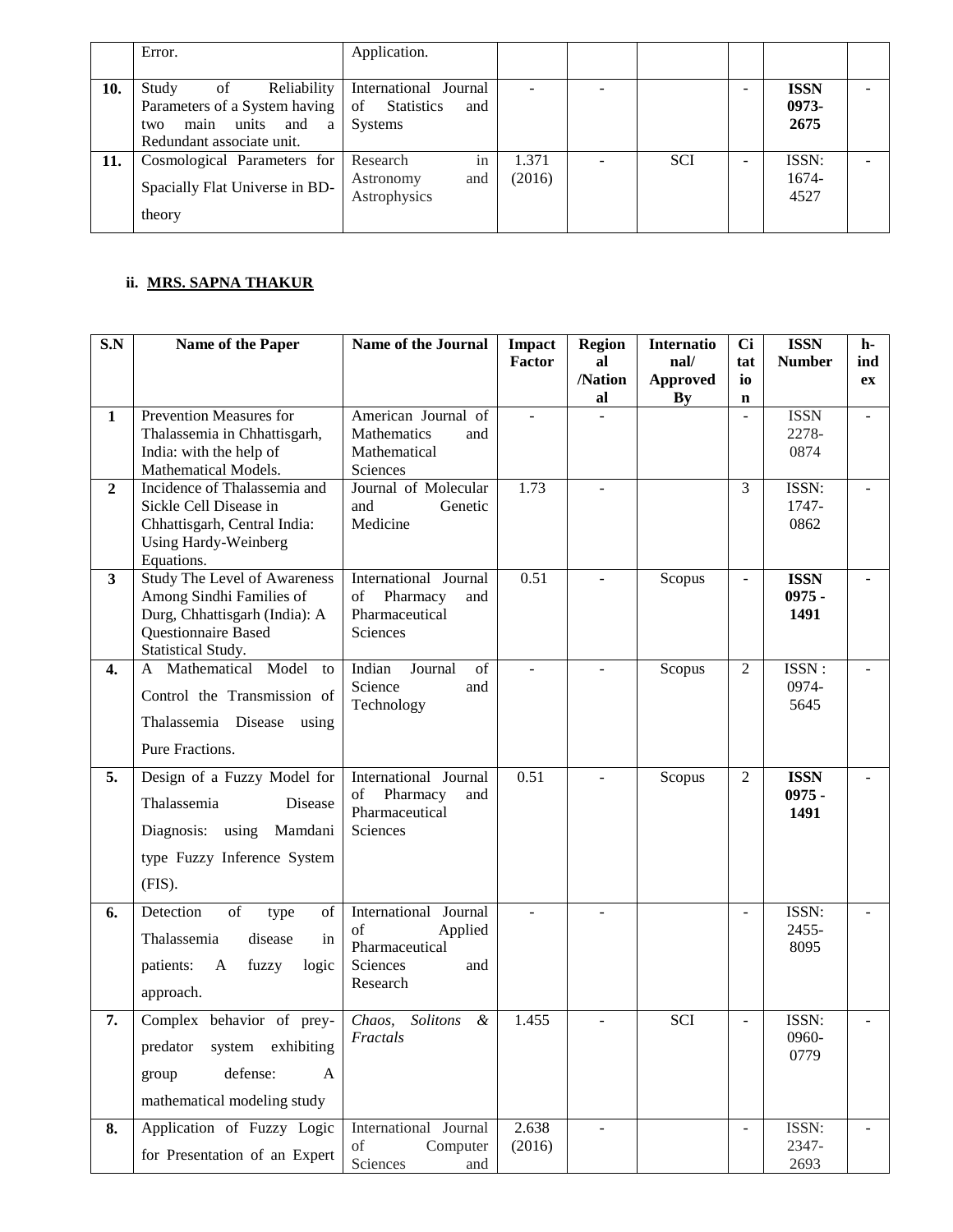| | Error. | Application. | | | | | | |
|---|---|---|---|---|---|---|---|---|
| **10.** | Study of Reliability Parameters of a System having two main units and a Redundant associate unit. | International Journal of Statistics and Systems | - | - | | - | **ISSN 0973-2675** | - |
| **11.** | Cosmological Parameters for Spacially Flat Universe in BD-theory | Research in Astronomy and Astrophysics | 1.371 (2016) | - | SCI | - | ISSN: 1674-4527 | - |

### ii. MRS. SAPNA THAKUR

| S.N | Name of the Paper | Name of the Journal | Impact Factor | Regional /National | International/ Approved By | Citation | ISSN Number | h-index |
|---|---|---|---|---|---|---|---|---|
| **1** | Prevention Measures for Thalassemia in Chhattisgarh, India: with the help of Mathematical Models. | American Journal of Mathematics and Mathematical Sciences | - | - | | - | ISSN 2278-0874 | - |
| **2** | Incidence of Thalassemia and Sickle Cell Disease in Chhattisgarh, Central India: Using Hardy-Weinberg Equations. | Journal of Molecular and Genetic Medicine | 1.73 | - | | 3 | ISSN: 1747-0862 | - |
| **3** | Study The Level of Awareness Among Sindhi Families of Durg, Chhattisgarh (India): A Questionnaire Based Statistical Study. | International Journal of Pharmacy and Pharmaceutical Sciences | 0.51 | - | Scopus | - | **ISSN 0975 - 1491** | - |
| **4.** | A Mathematical Model to Control the Transmission of Thalassemia Disease using Pure Fractions. | Indian Journal of Science and Technology | - | - | Scopus | 2 | ISSN : 0974-5645 | - |
| **5.** | Design of a Fuzzy Model for Thalassemia Disease Diagnosis: using Mamdani type Fuzzy Inference System (FIS). | International Journal of Pharmacy and Pharmaceutical Sciences | 0.51 | - | Scopus | 2 | **ISSN 0975 - 1491** | - |
| **6.** | Detection of type of Thalassemia disease in patients: A fuzzy logic approach. | International Journal of Applied Pharmaceutical Sciences and Research | - | - | | - | ISSN: 2455-8095 | - |
| **7.** | Complex behavior of prey-predator system exhibiting group defense: A mathematical modeling study | *Chaos, Solitons & Fractals* | 1.455 | - | SCI | - | ISSN: 0960-0779 | - |
| **8.** | Application of Fuzzy Logic for Presentation of an Expert | International Journal of Computer Sciences and | 2.638 (2016) | - | | - | ISSN: 2347-2693 | - |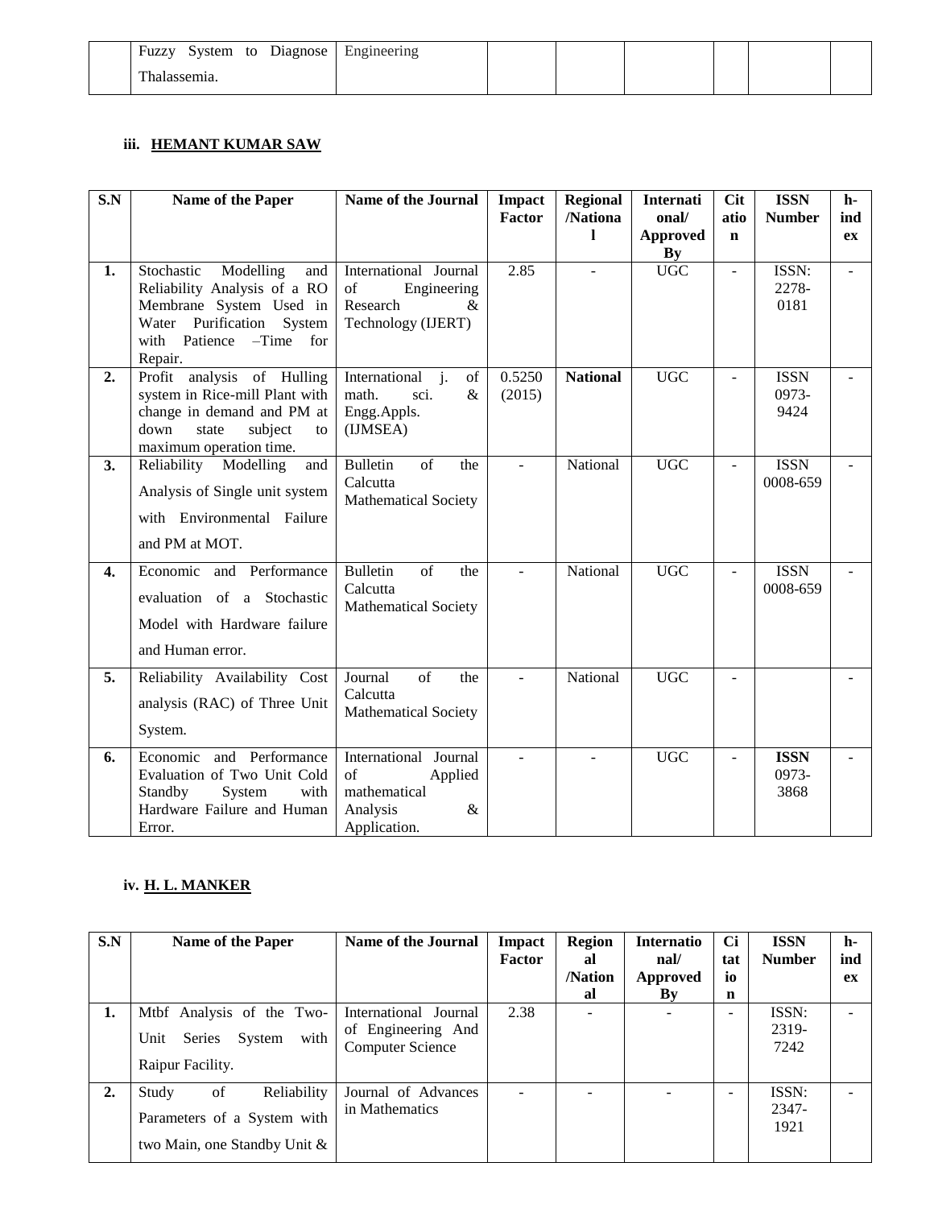|  | Fuzzy System to Diagnose Thalassemia. | Engineering |  |  |  |  |  |  |
|---|---|---|---|---|---|---|---|---|

### iii. HEMANT KUMAR SAW

| S.N | Name of the Paper | Name of the Journal | Impact Factor | Regional /National | International/ Approved By | Citation | ISSN Number | h-index |
|---|---|---|---|---|---|---|---|---|
| 1. | Stochastic Modelling and Reliability Analysis of a RO Membrane System Used in Water Purification System with Patience –Time for Repair. | International Journal of Engineering Research & Technology (IJERT) | 2.85 | - | UGC | - | ISSN: 2278-0181 | - |
| 2. | Profit analysis of Hulling system in Rice-mill Plant with change in demand and PM at down state subject to maximum operation time. | International j. of math. sci. & Engg.Appls. (IJMSEA) | 0.5250 (2015) | **National** | UGC | - | ISSN 0973-9424 | - |
| 3. | Reliability Modelling and Analysis of Single unit system with Environmental Failure and PM at MOT. | Bulletin of the Calcutta Mathematical Society | - | National | UGC | - | ISSN 0008-659 | - |
| 4. | Economic and Performance evaluation of a Stochastic Model with Hardware failure and Human error. | Bulletin of the Calcutta Mathematical Society | - | National | UGC | - | ISSN 0008-659 | - |
| 5. | Reliability Availability Cost analysis (RAC) of Three Unit System. | Journal of the Calcutta Mathematical Society | - | National | UGC | - |  | - |
| 6. | Economic and Performance Evaluation of Two Unit Cold Standby System with Hardware Failure and Human Error. | International Journal of Applied mathematical Analysis & Application. | - | - | UGC | - | **ISSN** 0973-3868 | - |

### iv. H. L. MANKER

| S.N | Name of the Paper | Name of the Journal | Impact Factor | Regional /National | International/ Approved By | Citation | ISSN Number | h-index |
|---|---|---|---|---|---|---|---|---|
| 1. | Mtbf Analysis of the Two-Unit Series System with Raipur Facility. | International Journal of Engineering And Computer Science | 2.38 | - | - | - | ISSN: 2319-7242 | - |
| 2. | Study of Reliability Parameters of a System with two Main, one Standby Unit & | Journal of Advances in Mathematics | - | - | - | - | ISSN: 2347-1921 | - |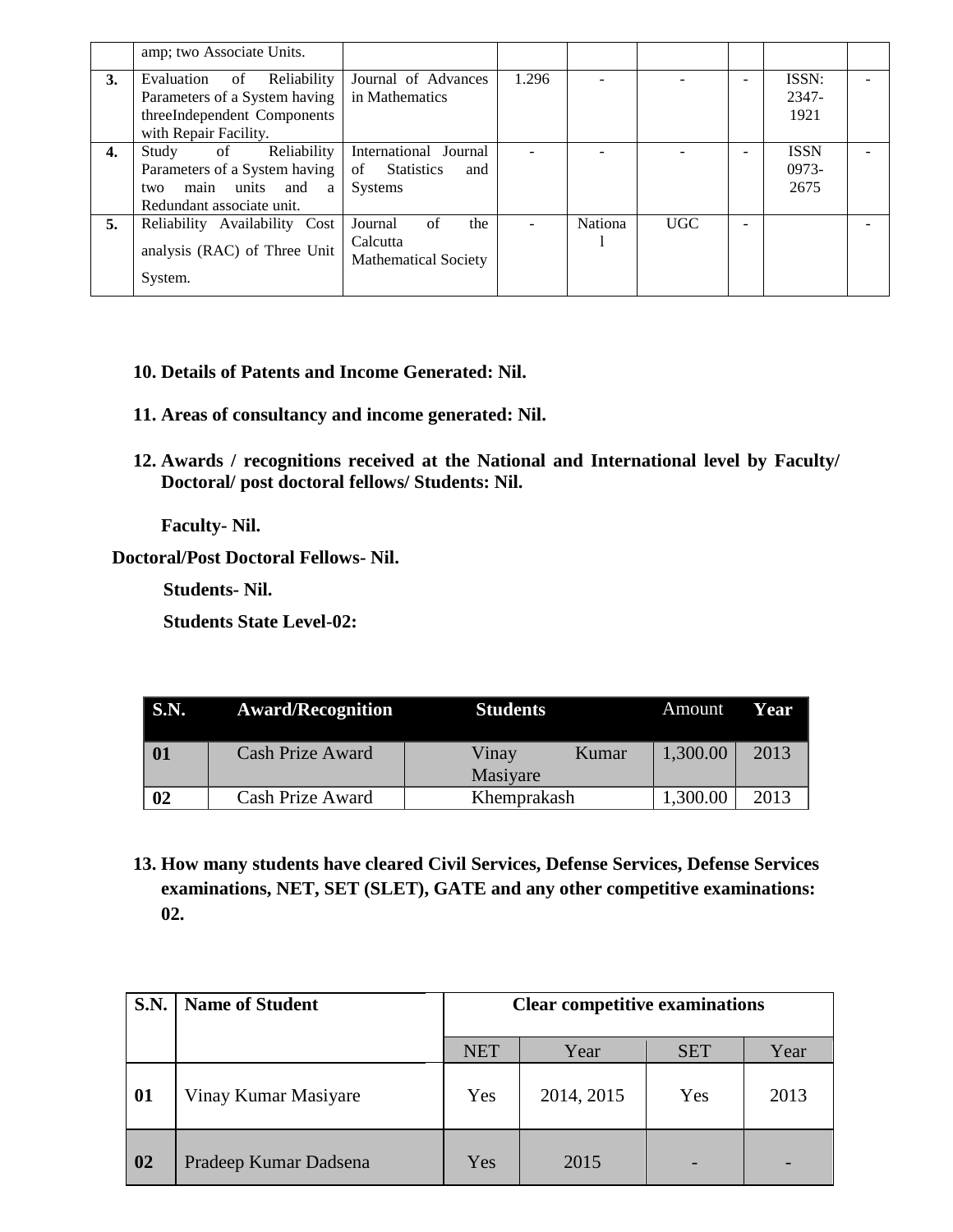| | amp; two Associate Units. | | | | | | | |
|---|---|---|---|---|---|---|---|---|
| **3.** | Evaluation of Reliability Parameters of a System having threeIndependent Components with Repair Facility. | Journal of Advances in Mathematics | 1.296 | - | - | - | ISSN: 2347-1921 | - |
| **4.** | Study of Reliability Parameters of a System having two main units and a Redundant associate unit. | International Journal of Statistics and Systems | - | - | - | - | ISSN 0973-2675 | - |
| **5.** | Reliability Availability Cost analysis (RAC) of Three Unit System. | Journal of the Calcutta Mathematical Society | - | National | UGC | - | | - |

**10. Details of Patents and Income Generated: Nil.**

**11. Areas of consultancy and income generated: Nil.**

**12. Awards / recognitions received at the National and International level by Faculty/ Doctoral/ post doctoral fellows/ Students: Nil.**

**Faculty- Nil.**

**Doctoral/Post Doctoral Fellows- Nil.**

**Students- Nil.**

**Students State Level-02:**

| S.N. | Award/Recognition | Students | Amount | Year |
|---|---|---|---|---|
| **01** | Cash Prize Award | Vinay Kumar Masiyare | 1,300.00 | 2013 |
| **02** | Cash Prize Award | Khemprakash | 1,300.00 | 2013 |

**13. How many students have cleared Civil Services, Defense Services, Defense Services examinations, NET, SET (SLET), GATE and any other competitive examinations: 02.**

| S.N. | Name of Student | Clear competitive examinations | | | |
|---|---|---|---|---|---|
| | | NET | Year | SET | Year |
| **01** | Vinay Kumar Masiyare | Yes | 2014, 2015 | Yes | 2013 |
| **02** | Pradeep Kumar Dadsena | Yes | 2015 | - | - |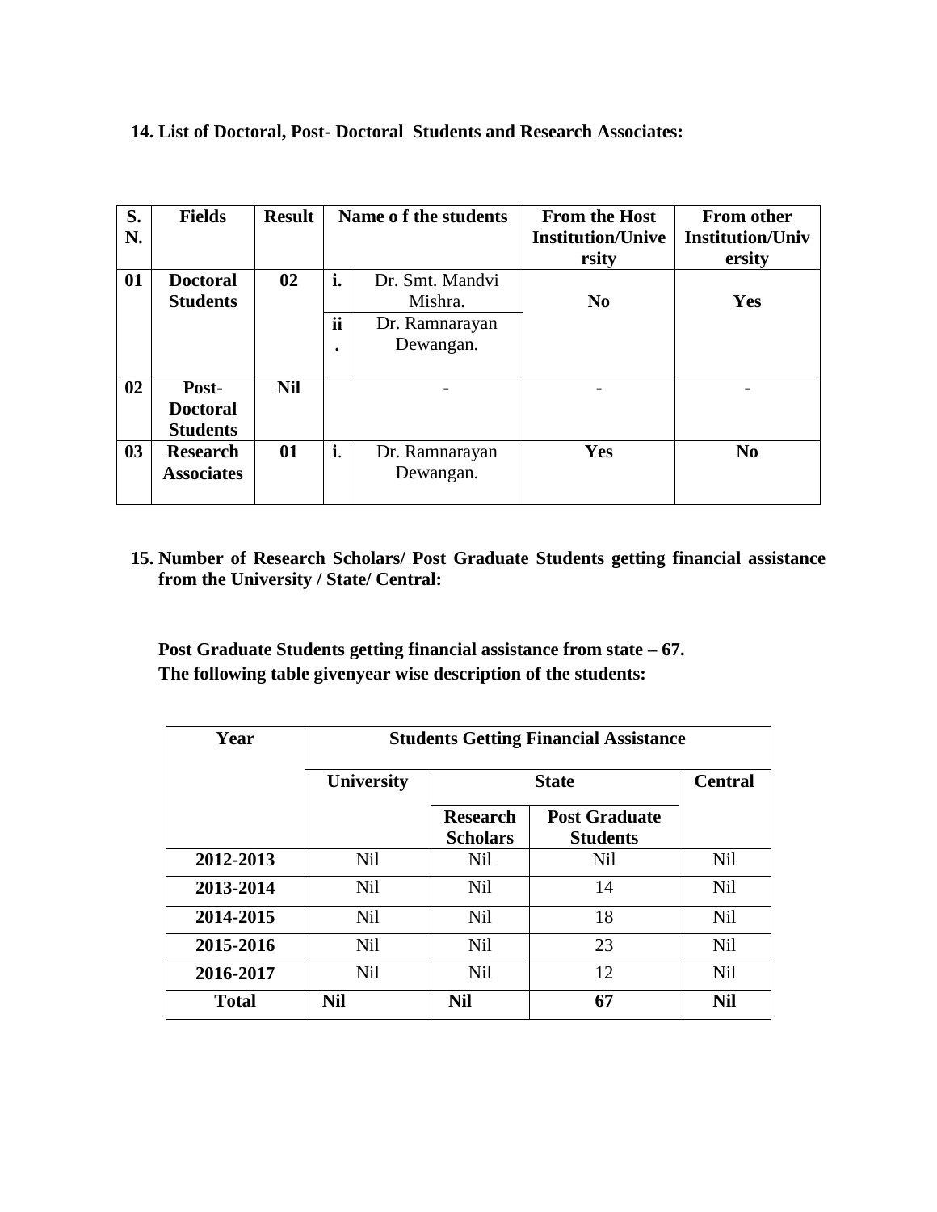**14. List of Doctoral, Post- Doctoral Students and Research Associates:**

| S. N. | Fields | Result | Name o f the students | | From the Host Institution/University | From other Institution/University |
|---|---|---|---|---|---|---|
| 01 | **Doctoral Students** | 02 | i. | Dr. Smt. Mandvi Mishra. | No | Yes |
| | | | ii. | Dr. Ramnarayan Dewangan. | | |
| 02 | **Post-Doctoral Students** | Nil | - | | - | - |
| 03 | **Research Associates** | 01 | i. | Dr. Ramnarayan Dewangan. | Yes | No |

**15. Number of Research Scholars/ Post Graduate Students getting financial assistance from the University / State/ Central:**

**Post Graduate Students getting financial assistance from state – 67.**
**The following table givenyear wise description of the students:**

| Year | Students Getting Financial Assistance | | | |
|---|---|---|---|---|
| | University | State | | Central |
| | | Research Scholars | Post Graduate Students | |
| **2012-2013** | Nil | Nil | Nil | Nil |
| **2013-2014** | Nil | Nil | 14 | Nil |
| **2014-2015** | Nil | Nil | 18 | Nil |
| **2015-2016** | Nil | Nil | 23 | Nil |
| **2016-2017** | Nil | Nil | 12 | Nil |
| **Total** | **Nil** | **Nil** | **67** | **Nil** |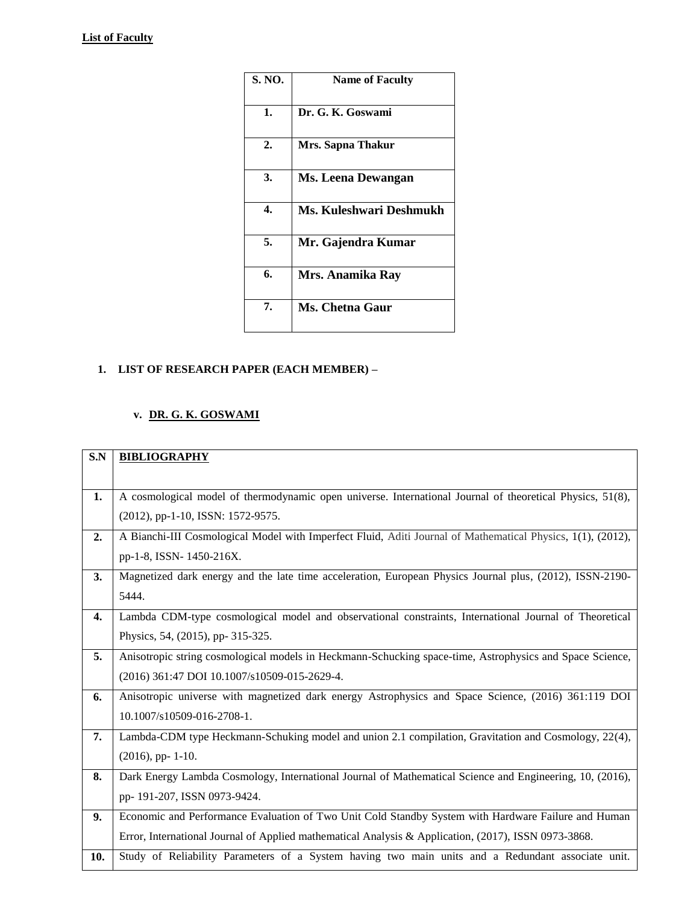**List of Faculty**

| S. NO. | Name of Faculty |
|---|---|
| 1. | Dr. G. K. Goswami |
| 2. | Mrs. Sapna Thakur |
| 3. | Ms. Leena Dewangan |
| 4. | Ms. Kuleshwari Deshmukh |
| 5. | Mr. Gajendra Kumar |
| 6. | Mrs. Anamika Ray |
| 7. | Ms. Chetna Gaur |

1. **LIST OF RESEARCH PAPER (EACH MEMBER) –**

   v. **DR. G. K. GOSWAMI**

| S.N | BIBLIOGRAPHY |
|---|---|
| 1. | A cosmological model of thermodynamic open universe. International Journal of theoretical Physics, 51(8), (2012), pp-1-10, ISSN: 1572-9575. |
| 2. | A Bianchi-III Cosmological Model with Imperfect Fluid, Aditi Journal of Mathematical Physics, 1(1), (2012), pp-1-8, ISSN- 1450-216X. |
| 3. | Magnetized dark energy and the late time acceleration, European Physics Journal plus, (2012), ISSN-2190-5444. |
| 4. | Lambda CDM-type cosmological model and observational constraints, International Journal of Theoretical Physics, 54, (2015), pp- 315-325. |
| 5. | Anisotropic string cosmological models in Heckmann-Schucking space-time, Astrophysics and Space Science, (2016) 361:47 DOI 10.1007/s10509-015-2629-4. |
| 6. | Anisotropic universe with magnetized dark energy Astrophysics and Space Science, (2016) 361:119 DOI 10.1007/s10509-016-2708-1. |
| 7. | Lambda-CDM type Heckmann-Schuking model and union 2.1 compilation, Gravitation and Cosmology, 22(4), (2016), pp- 1-10. |
| 8. | Dark Energy Lambda Cosmology, International Journal of Mathematical Science and Engineering, 10, (2016), pp- 191-207, ISSN 0973-9424. |
| 9. | Economic and Performance Evaluation of Two Unit Cold Standby System with Hardware Failure and Human Error, International Journal of Applied mathematical Analysis & Application, (2017), ISSN 0973-3868. |
| 10. | Study of Reliability Parameters of a System having two main units and a Redundant associate unit. |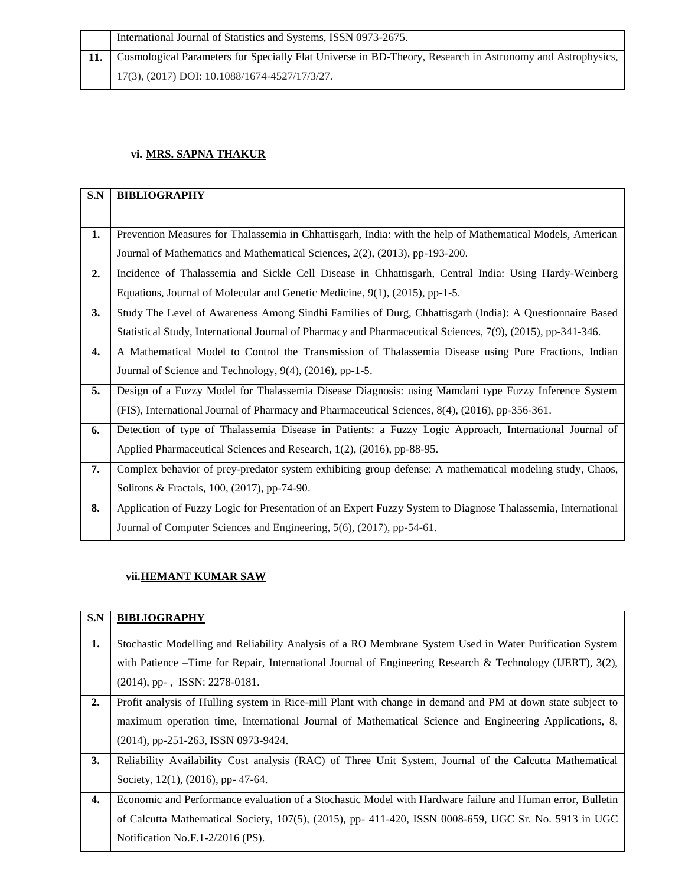|  | International Journal of Statistics and Systems, ISSN 0973-2675. |
|---|---|
| **11.** | Cosmological Parameters for Specially Flat Universe in BD-Theory, Research in Astronomy and Astrophysics, 17(3), (2017) DOI: 10.1088/1674-4527/17/3/27. |

### vi. MRS. SAPNA THAKUR

| S.N | BIBLIOGRAPHY |
|---|---|
| **1.** | Prevention Measures for Thalassemia in Chhattisgarh, India: with the help of Mathematical Models, American Journal of Mathematics and Mathematical Sciences, 2(2), (2013), pp-193-200. |
| **2.** | Incidence of Thalassemia and Sickle Cell Disease in Chhattisgarh, Central India: Using Hardy-Weinberg Equations, Journal of Molecular and Genetic Medicine, 9(1), (2015), pp-1-5. |
| **3.** | Study The Level of Awareness Among Sindhi Families of Durg, Chhattisgarh (India): A Questionnaire Based Statistical Study, International Journal of Pharmacy and Pharmaceutical Sciences, 7(9), (2015), pp-341-346. |
| **4.** | A Mathematical Model to Control the Transmission of Thalassemia Disease using Pure Fractions, Indian Journal of Science and Technology, 9(4), (2016), pp-1-5. |
| **5.** | Design of a Fuzzy Model for Thalassemia Disease Diagnosis: using Mamdani type Fuzzy Inference System (FIS), International Journal of Pharmacy and Pharmaceutical Sciences, 8(4), (2016), pp-356-361. |
| **6.** | Detection of type of Thalassemia Disease in Patients: a Fuzzy Logic Approach, International Journal of Applied Pharmaceutical Sciences and Research, 1(2), (2016), pp-88-95. |
| **7.** | Complex behavior of prey-predator system exhibiting group defense: A mathematical modeling study, Chaos, Solitons & Fractals, 100, (2017), pp-74-90. |
| **8.** | Application of Fuzzy Logic for Presentation of an Expert Fuzzy System to Diagnose Thalassemia, International Journal of Computer Sciences and Engineering, 5(6), (2017), pp-54-61. |

### vii. HEMANT KUMAR SAW

| S.N | BIBLIOGRAPHY |
|---|---|
| **1.** | Stochastic Modelling and Reliability Analysis of a RO Membrane System Used in Water Purification System with Patience –Time for Repair, International Journal of Engineering Research & Technology (IJERT), 3(2), (2014), pp- , ISSN: 2278-0181. |
| **2.** | Profit analysis of Hulling system in Rice-mill Plant with change in demand and PM at down state subject to maximum operation time, International Journal of Mathematical Science and Engineering Applications, 8, (2014), pp-251-263, ISSN 0973-9424. |
| **3.** | Reliability Availability Cost analysis (RAC) of Three Unit System, Journal of the Calcutta Mathematical Society, 12(1), (2016), pp- 47-64. |
| **4.** | Economic and Performance evaluation of a Stochastic Model with Hardware failure and Human error, Bulletin of Calcutta Mathematical Society, 107(5), (2015), pp- 411-420, ISSN 0008-659, UGC Sr. No. 5913 in UGC Notification No.F.1-2/2016 (PS). |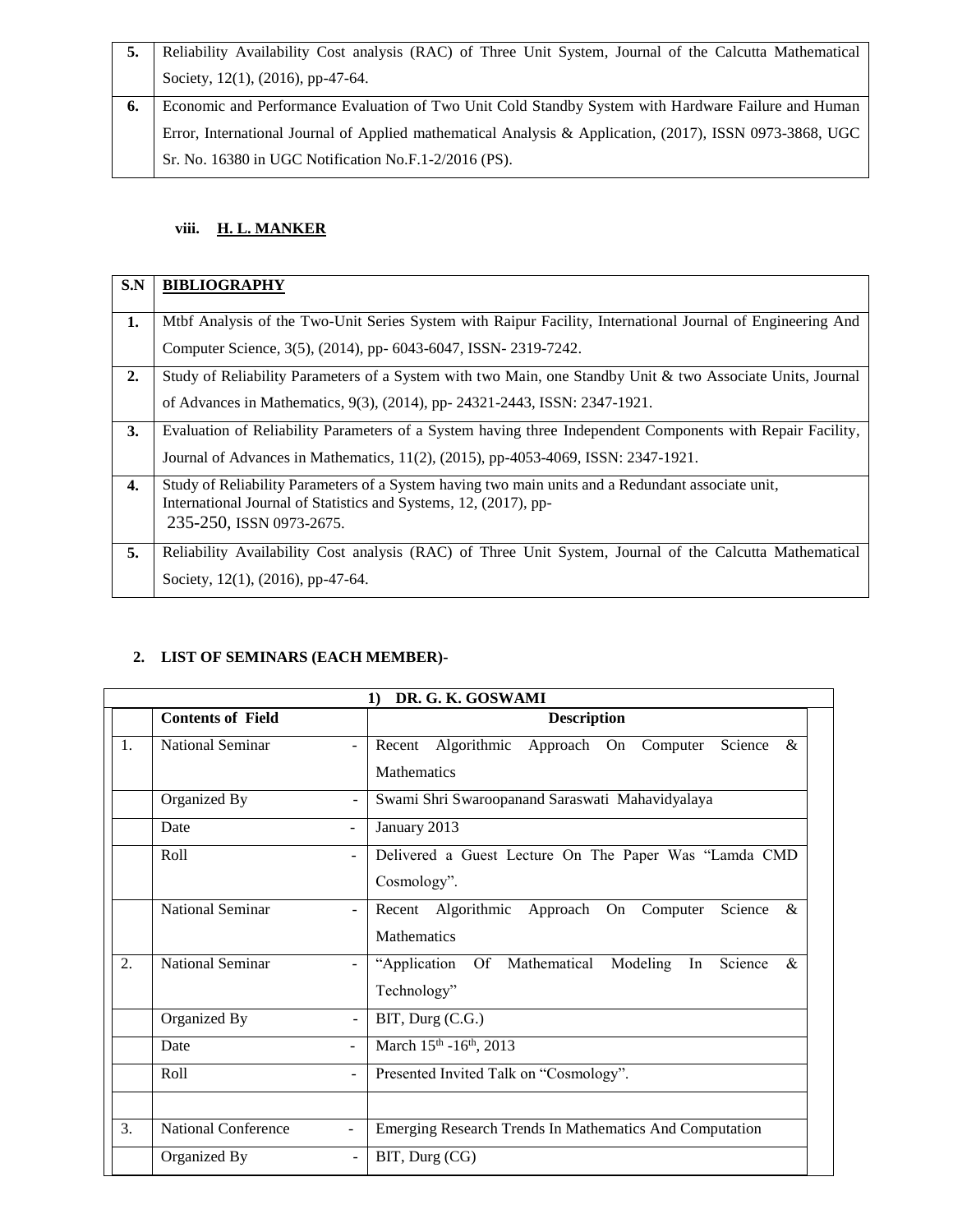| | |
|---|---|
| **5.** | Reliability Availability Cost analysis (RAC) of Three Unit System, Journal of the Calcutta Mathematical Society, 12(1), (2016), pp-47-64. |
| **6.** | Economic and Performance Evaluation of Two Unit Cold Standby System with Hardware Failure and Human Error, International Journal of Applied mathematical Analysis & Application, (2017), ISSN 0973-3868, UGC Sr. No. 16380 in UGC Notification No.F.1-2/2016 (PS). |

#### viii. H. L. MANKER

| S.N | BIBLIOGRAPHY |
|---|---|
| **1.** | Mtbf Analysis of the Two-Unit Series System with Raipur Facility, International Journal of Engineering And Computer Science, 3(5), (2014), pp- 6043-6047, ISSN- 2319-7242. |
| **2.** | Study of Reliability Parameters of a System with two Main, one Standby Unit & two Associate Units, Journal of Advances in Mathematics, 9(3), (2014), pp- 24321-2443, ISSN: 2347-1921. |
| **3.** | Evaluation of Reliability Parameters of a System having three Independent Components with Repair Facility, Journal of Advances in Mathematics, 11(2), (2015), pp-4053-4069, ISSN: 2347-1921. |
| **4.** | Study of Reliability Parameters of a System having two main units and a Redundant associate unit, International Journal of Statistics and Systems, 12, (2017), pp- 235-250, ISSN 0973-2675. |
| **5.** | Reliability Availability Cost analysis (RAC) of Three Unit System, Journal of the Calcutta Mathematical Society, 12(1), (2016), pp-47-64. |

### 2. LIST OF SEMINARS (EACH MEMBER)-

| 1) DR. G. K. GOSWAMI | | | |
|---|---|---|---|
| | **Contents of Field** | | **Description** |
| 1. | National Seminar | - | Recent Algorithmic Approach On Computer Science & Mathematics |
| | Organized By | - | Swami Shri Swaroopanand Saraswati Mahavidyalaya |
| | Date | - | January 2013 |
| | Roll | - | Delivered a Guest Lecture On The Paper Was "Lamda CMD Cosmology". |
| | National Seminar | - | Recent Algorithmic Approach On Computer Science & Mathematics |
| 2. | National Seminar | - | "Application Of Mathematical Modeling In Science & Technology" |
| | Organized By | - | BIT, Durg (C.G.) |
| | Date | - | March 15th -16th, 2013 |
| | Roll | - | Presented Invited Talk on "Cosmology". |
| | | | |
| 3. | National Conference | - | Emerging Research Trends In Mathematics And Computation |
| | Organized By | - | BIT, Durg (CG) |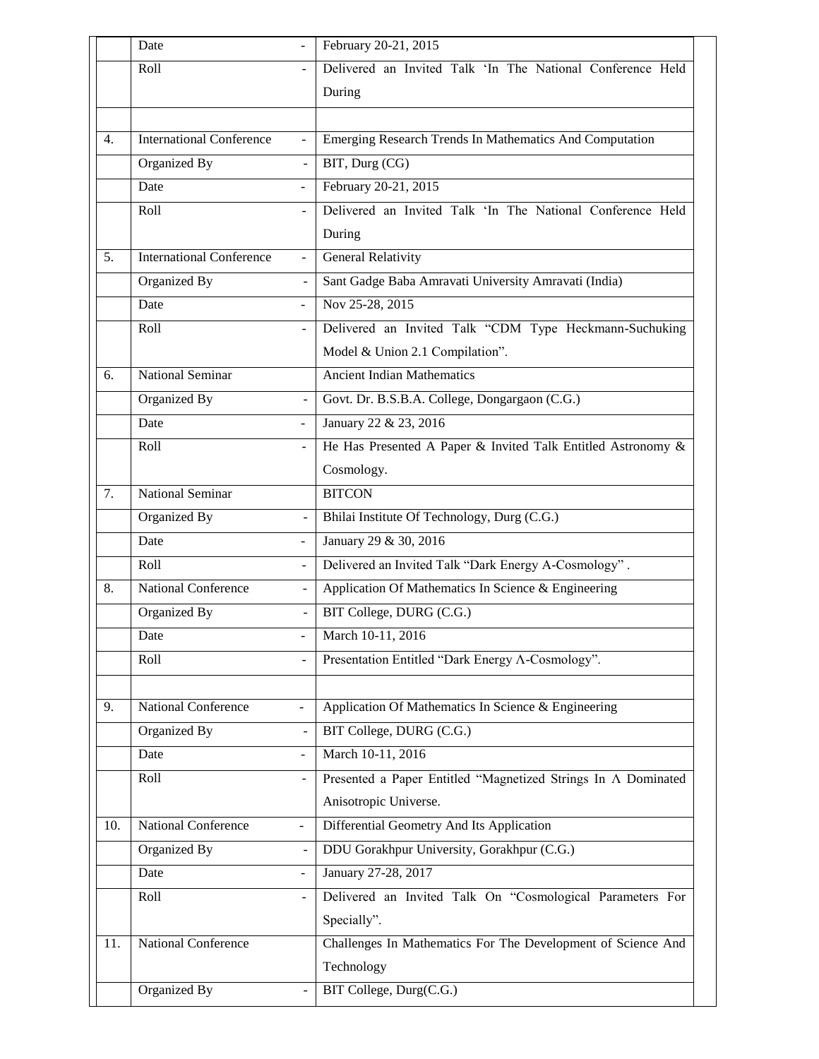| | | | |
|---|---|---|---|
| | Date | - | February 20-21, 2015 |
| | Roll | - | Delivered an Invited Talk 'In The National Conference Held During |
| | | | |
| 4. | International Conference | - | Emerging Research Trends In Mathematics And Computation |
| | Organized By | - | BIT, Durg (CG) |
| | Date | - | February 20-21, 2015 |
| | Roll | - | Delivered an Invited Talk 'In The National Conference Held During |
| 5. | International Conference | - | General Relativity |
| | Organized By | - | Sant Gadge Baba Amravati University Amravati (India) |
| | Date | - | Nov 25-28, 2015 |
| | Roll | - | Delivered an Invited Talk "CDM Type Heckmann-Suchuking Model & Union 2.1 Compilation". |
| 6. | National Seminar | | Ancient Indian Mathematics |
| | Organized By | - | Govt. Dr. B.S.B.A. College, Dongargaon (C.G.) |
| | Date | - | January 22 & 23, 2016 |
| | Roll | - | He Has Presented A Paper & Invited Talk Entitled Astronomy & Cosmology. |
| 7. | National Seminar | | BITCON |
| | Organized By | - | Bhilai Institute Of Technology, Durg (C.G.) |
| | Date | - | January 29 & 30, 2016 |
| | Roll | - | Delivered an Invited Talk "Dark Energy A-Cosmology" . |
| 8. | National Conference | - | Application Of Mathematics In Science & Engineering |
| | Organized By | - | BIT College, DURG (C.G.) |
| | Date | - | March 10-11, 2016 |
| | Roll | - | Presentation Entitled "Dark Energy Λ-Cosmology". |
| | | | |
| 9. | National Conference | - | Application Of Mathematics In Science & Engineering |
| | Organized By | - | BIT College, DURG (C.G.) |
| | Date | - | March 10-11, 2016 |
| | Roll | - | Presented a Paper Entitled "Magnetized Strings In Λ Dominated Anisotropic Universe. |
| 10. | National Conference | - | Differential Geometry And Its Application |
| | Organized By | - | DDU Gorakhpur University, Gorakhpur (C.G.) |
| | Date | - | January 27-28, 2017 |
| | Roll | - | Delivered an Invited Talk On "Cosmological Parameters For Specially". |
| 11. | National Conference | | Challenges In Mathematics For The Development of Science And Technology |
| | Organized By | - | BIT College, Durg(C.G.) |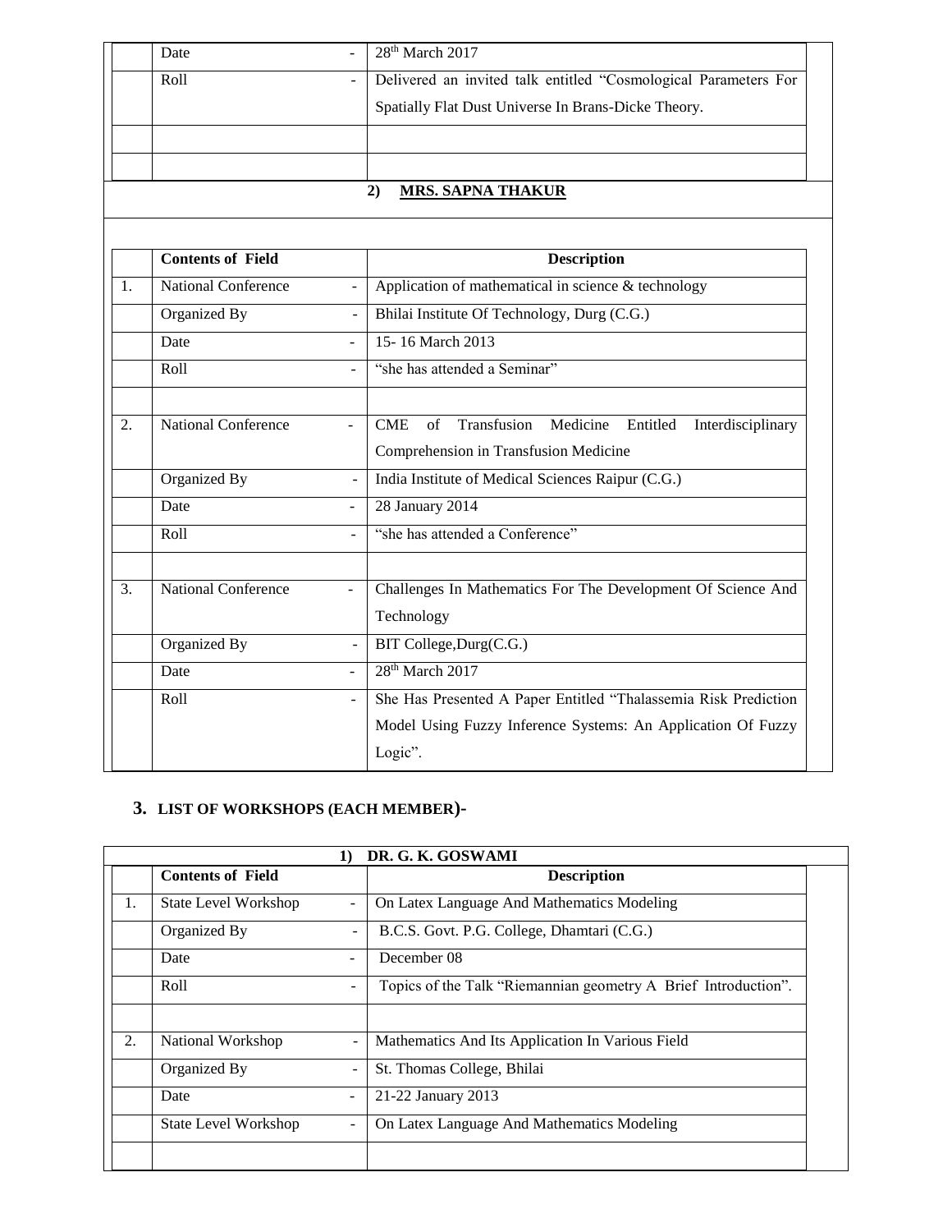| | | | |
|---|---|---|---|
| | Date | - | 28th March 2017 |
| | Roll | - | Delivered an invited talk entitled "Cosmological Parameters For Spatially Flat Dust Universe In Brans-Dicke Theory. |
| | | | |
| | | | |

## 2) MRS. SAPNA THAKUR

| | Contents of Field | | Description |
|---|---|---|---|
| 1. | National Conference | - | Application of mathematical in science & technology |
| | Organized By | - | Bhilai Institute Of Technology, Durg (C.G.) |
| | Date | - | 15- 16 March 2013 |
| | Roll | - | "she has attended a Seminar" |
| | | | |
| 2. | National Conference | - | CME of Transfusion Medicine Entitled Interdisciplinary Comprehension in Transfusion Medicine |
| | Organized By | - | India Institute of Medical Sciences Raipur (C.G.) |
| | Date | - | 28 January 2014 |
| | Roll | - | "she has attended a Conference" |
| | | | |
| 3. | National Conference | - | Challenges In Mathematics For The Development Of Science And Technology |
| | Organized By | - | BIT College,Durg(C.G.) |
| | Date | - | 28th March 2017 |
| | Roll | - | She Has Presented A Paper Entitled "Thalassemia Risk Prediction Model Using Fuzzy Inference Systems: An Application Of Fuzzy Logic". |

## 3. LIST OF WORKSHOPS (EACH MEMBER)-

### 1) DR. G. K. GOSWAMI

| | Contents of Field | | Description |
|---|---|---|---|
| 1. | State Level Workshop | - | On Latex Language And Mathematics Modeling |
| | Organized By | - | B.C.S. Govt. P.G. College, Dhamtari (C.G.) |
| | Date | - | December 08 |
| | Roll | - | Topics of the Talk "Riemannian geometry A Brief Introduction". |
| | | | |
| 2. | National Workshop | - | Mathematics And Its Application In Various Field |
| | Organized By | - | St. Thomas College, Bhilai |
| | Date | - | 21-22 January 2013 |
| | State Level Workshop | - | On Latex Language And Mathematics Modeling |
| | | | |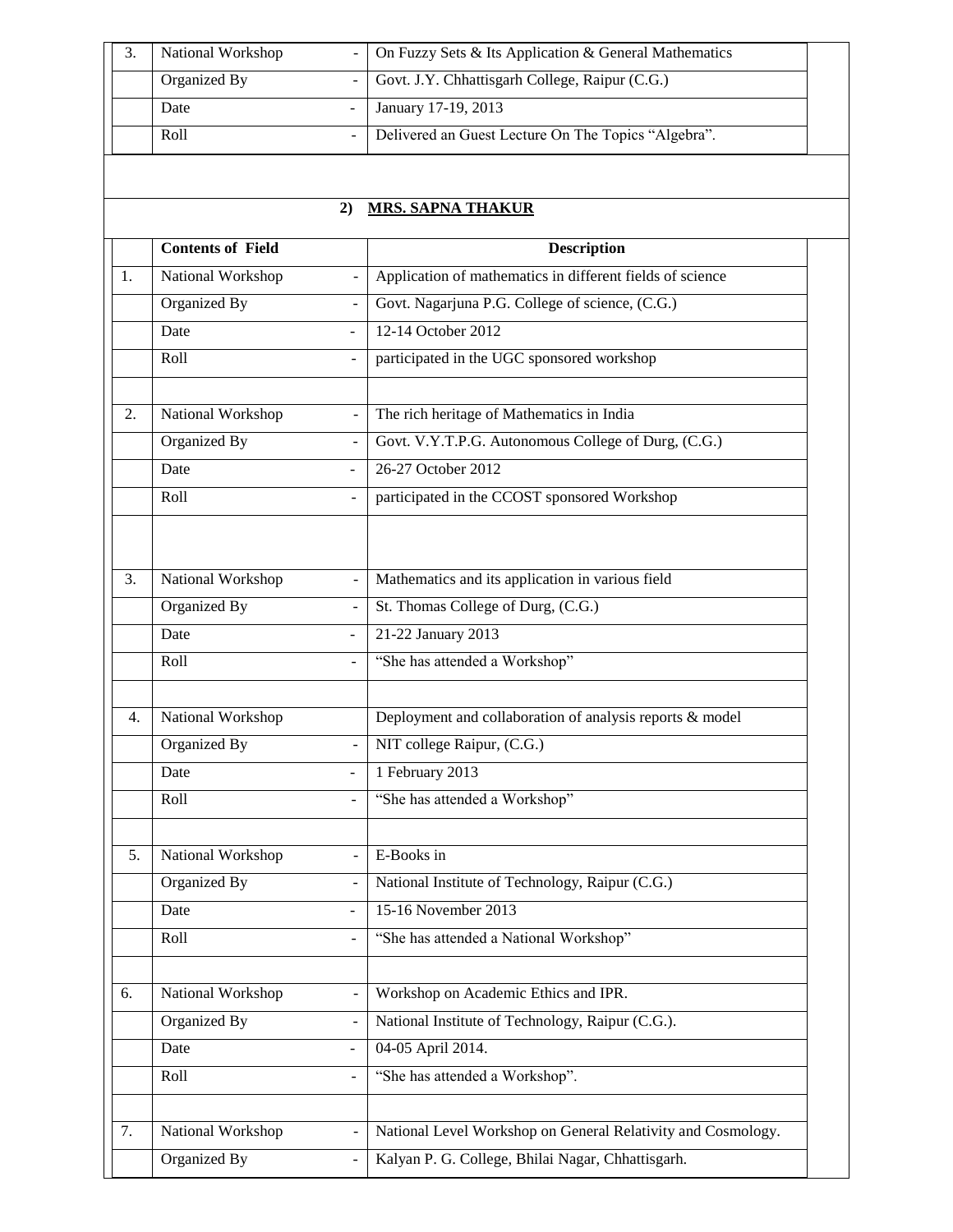| 3. | National Workshop | - | On Fuzzy Sets & Its Application & General Mathematics |
|---|---|---|---|
| | Organized By | - | Govt. J.Y. Chhattisgarh College, Raipur (C.G.) |
| | Date | - | January 17-19, 2013 |
| | Roll | - | Delivered an Guest Lecture On The Topics "Algebra". |

## 2) MRS. SAPNA THAKUR

| | Contents of Field | | Description |
|---|---|---|---|
| 1. | National Workshop | - | Application of mathematics in different fields of science |
| | Organized By | - | Govt. Nagarjuna P.G. College of science, (C.G.) |
| | Date | - | 12-14 October 2012 |
| | Roll | - | participated in the UGC sponsored workshop |
| | | | |
| 2. | National Workshop | - | The rich heritage of Mathematics in India |
| | Organized By | - | Govt. V.Y.T.P.G. Autonomous College of Durg, (C.G.) |
| | Date | - | 26-27 October 2012 |
| | Roll | - | participated in the CCOST sponsored Workshop |
| | | | |
| 3. | National Workshop | - | Mathematics and its application in various field |
| | Organized By | - | St. Thomas College of Durg, (C.G.) |
| | Date | - | 21-22 January 2013 |
| | Roll | - | "She has attended a Workshop" |
| | | | |
| 4. | National Workshop | | Deployment and collaboration of analysis reports & model |
| | Organized By | - | NIT college Raipur, (C.G.) |
| | Date | - | 1 February 2013 |
| | Roll | - | "She has attended a Workshop" |
| | | | |
| 5. | National Workshop | - | E-Books in |
| | Organized By | - | National Institute of Technology, Raipur (C.G.) |
| | Date | - | 15-16 November 2013 |
| | Roll | - | "She has attended a National Workshop" |
| | | | |
| 6. | National Workshop | - | Workshop on Academic Ethics and IPR. |
| | Organized By | - | National Institute of Technology, Raipur (C.G.). |
| | Date | - | 04-05 April 2014. |
| | Roll | - | "She has attended a Workshop". |
| | | | |
| 7. | National Workshop | - | National Level Workshop on General Relativity and Cosmology. |
| | Organized By | - | Kalyan P. G. College, Bhilai Nagar, Chhattisgarh. |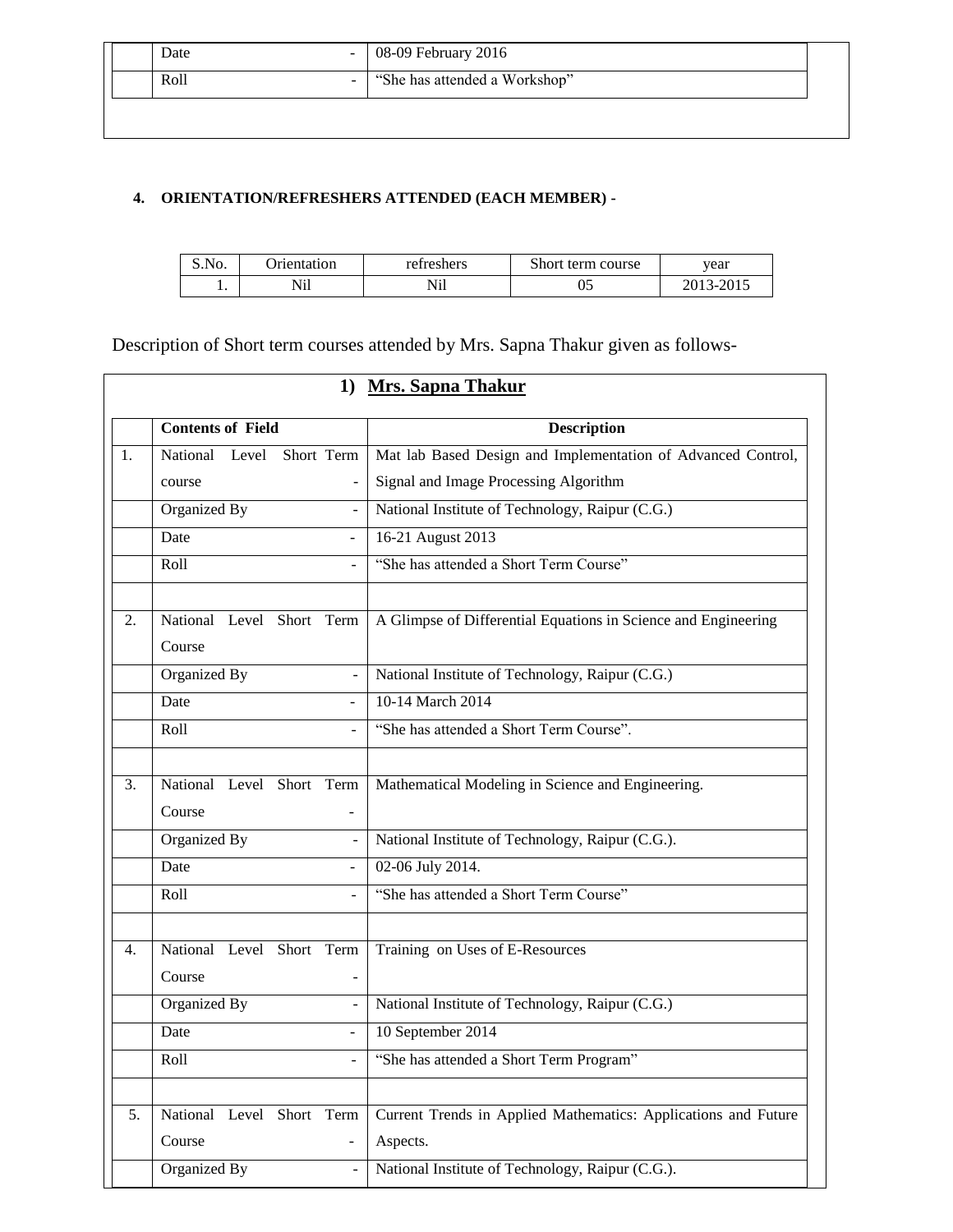| | | |
|---|---|---|
| | Date - | 08-09 February 2016 |
| | Roll - | "She has attended a Workshop" |

**4. ORIENTATION/REFRESHERS ATTENDED (EACH MEMBER) -**

| S.No. | Orientation | refreshers | Short term course | year |
|---|---|---|---|---|
| 1. | Nil | Nil | 05 | 2013-2015 |

Description of Short term courses attended by Mrs. Sapna Thakur given as follows-

**1) Mrs. Sapna Thakur**

| | Contents of Field | Description |
|---|---|---|
| 1. | National Level Short Term course - | Mat lab Based Design and Implementation of Advanced Control, Signal and Image Processing Algorithm |
| | Organized By - | National Institute of Technology, Raipur (C.G.) |
| | Date - | 16-21 August 2013 |
| | Roll - | "She has attended a Short Term Course" |
| | | |
| 2. | National Level Short Term Course | A Glimpse of Differential Equations in Science and Engineering |
| | Organized By - | National Institute of Technology, Raipur (C.G.) |
| | Date - | 10-14 March 2014 |
| | Roll - | "She has attended a Short Term Course". |
| | | |
| 3. | National Level Short Term Course - | Mathematical Modeling in Science and Engineering. |
| | Organized By - | National Institute of Technology, Raipur (C.G.). |
| | Date - | 02-06 July 2014. |
| | Roll - | "She has attended a Short Term Course" |
| | | |
| 4. | National Level Short Term Course - | Training on Uses of E-Resources |
| | Organized By - | National Institute of Technology, Raipur (C.G.) |
| | Date - | 10 September 2014 |
| | Roll - | "She has attended a Short Term Program" |
| | | |
| 5. | National Level Short Term Course - | Current Trends in Applied Mathematics: Applications and Future Aspects. |
| | Organized By - | National Institute of Technology, Raipur (C.G.). |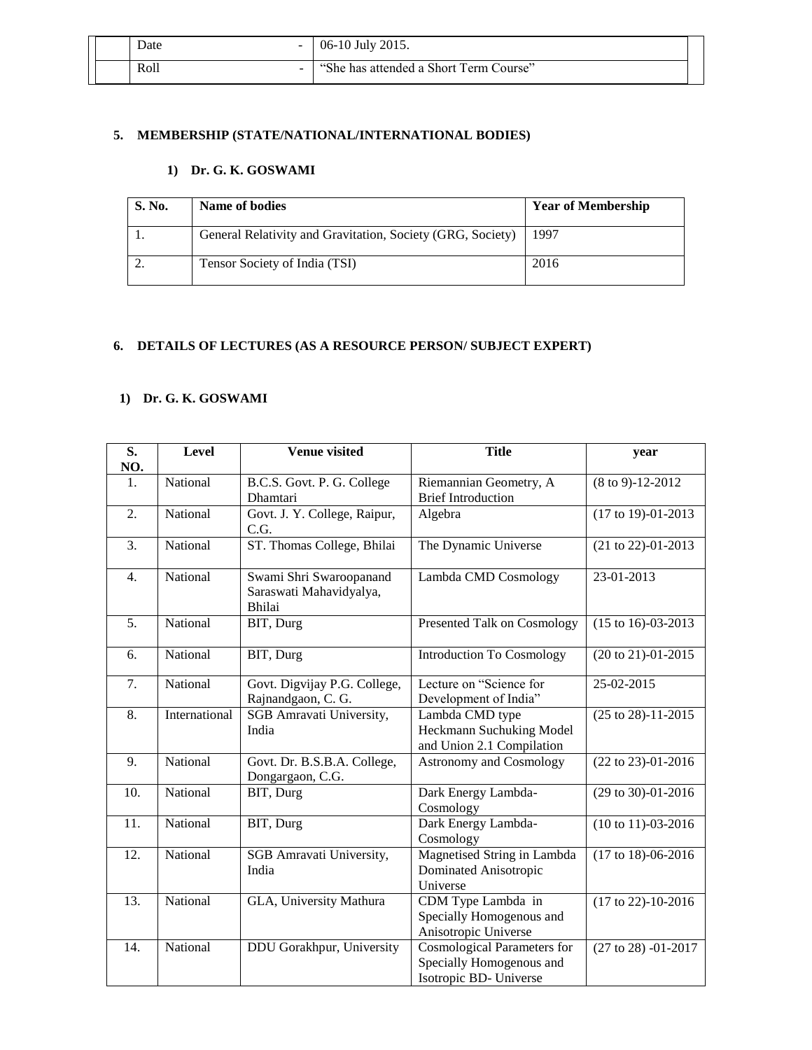| | Date | - | 06-10 July 2015. |
|---|---|---|---|
| | Roll | - | "She has attended a Short Term Course" |

**5. MEMBERSHIP (STATE/NATIONAL/INTERNATIONAL BODIES)**

**1) Dr. G. K. GOSWAMI**

| S. No. | Name of bodies | Year of Membership |
|---|---|---|
| 1. | General Relativity and Gravitation, Society (GRG, Society) | 1997 |
| 2. | Tensor Society of India (TSI) | 2016 |

**6. DETAILS OF LECTURES (AS A RESOURCE PERSON/ SUBJECT EXPERT)**

**1) Dr. G. K. GOSWAMI**

| S. NO. | Level | Venue visited | Title | year |
|---|---|---|---|---|
| 1. | National | B.C.S. Govt. P. G. College Dhamtari | Riemannian Geometry, A Brief Introduction | (8 to 9)-12-2012 |
| 2. | National | Govt. J. Y. College, Raipur, C.G. | Algebra | (17 to 19)-01-2013 |
| 3. | National | ST. Thomas College, Bhilai | The Dynamic Universe | (21 to 22)-01-2013 |
| 4. | National | Swami Shri Swaroopanand Saraswati Mahavidyalya, Bhilai | Lambda CMD Cosmology | 23-01-2013 |
| 5. | National | BIT, Durg | Presented Talk on Cosmology | (15 to 16)-03-2013 |
| 6. | National | BIT, Durg | Introduction To Cosmology | (20 to 21)-01-2015 |
| 7. | National | Govt. Digvijay P.G. College, Rajnandgaon, C. G. | Lecture on "Science for Development of India" | 25-02-2015 |
| 8. | International | SGB Amravati University, India | Lambda CMD type Heckmann Suchuking Model and Union 2.1 Compilation | (25 to 28)-11-2015 |
| 9. | National | Govt. Dr. B.S.B.A. College, Dongargaon, C.G. | Astronomy and Cosmology | (22 to 23)-01-2016 |
| 10. | National | BIT, Durg | Dark Energy Lambda-Cosmology | (29 to 30)-01-2016 |
| 11. | National | BIT, Durg | Dark Energy Lambda-Cosmology | (10 to 11)-03-2016 |
| 12. | National | SGB Amravati University, India | Magnetised String in Lambda Dominated Anisotropic Universe | (17 to 18)-06-2016 |
| 13. | National | GLA, University Mathura | CDM Type Lambda in Specially Homogenous and Anisotropic Universe | (17 to 22)-10-2016 |
| 14. | National | DDU Gorakhpur, University | Cosmological Parameters for Specially Homogenous and Isotropic BD- Universe | (27 to 28) -01-2017 |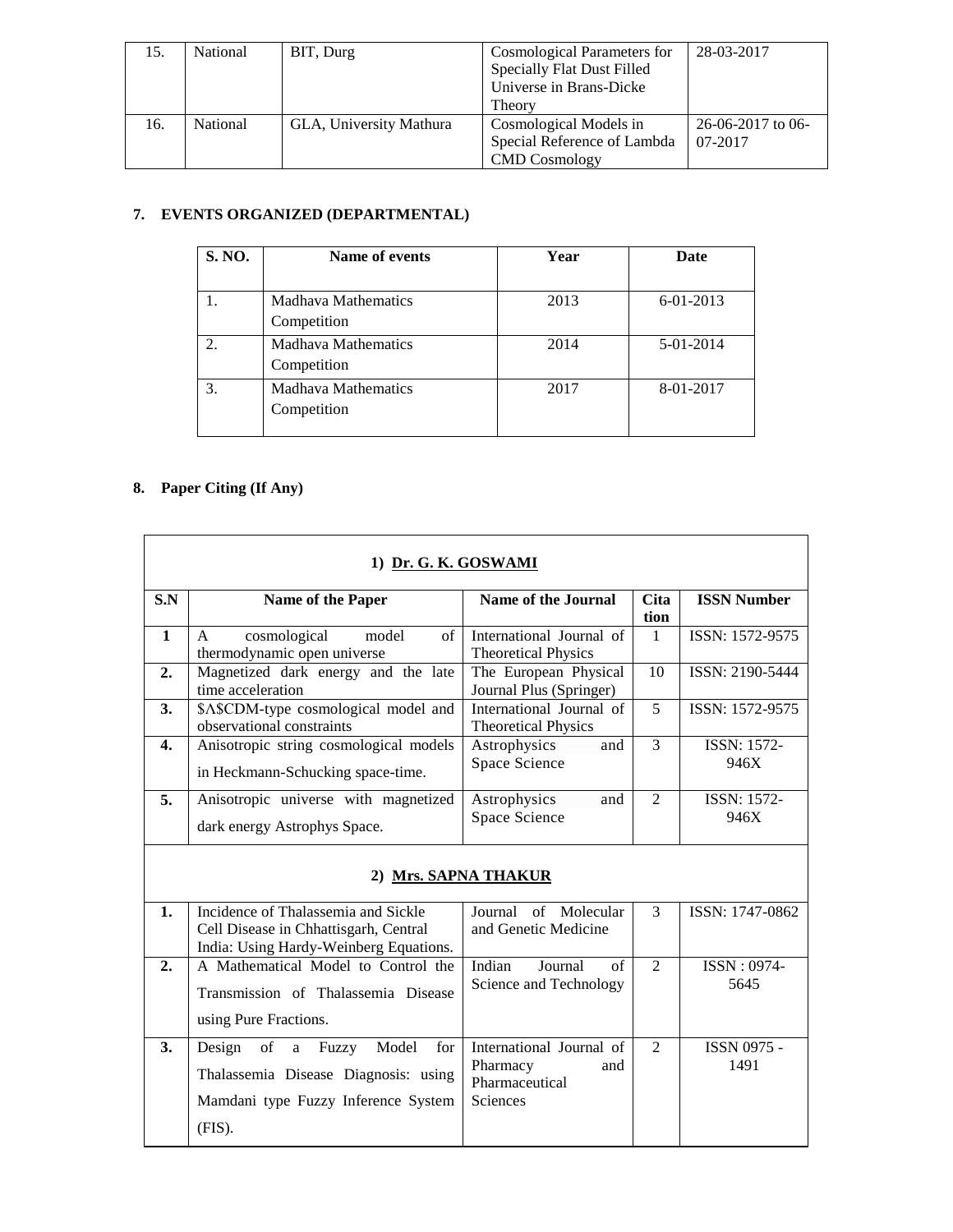| 15. | National | BIT, Durg | Cosmological Parameters for Specially Flat Dust Filled Universe in Brans-Dicke Theory | 28-03-2017 |
|---|---|---|---|---|
| 16. | National | GLA, University Mathura | Cosmological Models in Special Reference of Lambda CMD Cosmology | 26-06-2017 to 06-07-2017 |

## 7. EVENTS ORGANIZED (DEPARTMENTAL)

| S. NO. | Name of events | Year | Date |
|---|---|---|---|
| 1. | Madhava Mathematics Competition | 2013 | 6-01-2013 |
| 2. | Madhava Mathematics Competition | 2014 | 5-01-2014 |
| 3. | Madhava Mathematics Competition | 2017 | 8-01-2017 |

## 8. Paper Citing (If Any)

| 1) Dr. G. K. GOSWAMI | | | | |
|---|---|---|---|---|
| **S.N** | **Name of the Paper** | **Name of the Journal** | **Citation** | **ISSN Number** |
| **1** | A cosmological model of thermodynamic open universe | International Journal of Theoretical Physics | 1 | ISSN: 1572-9575 |
| **2.** | Magnetized dark energy and the late time acceleration | The European Physical Journal Plus (Springer) | 10 | ISSN: 2190-5444 |
| **3.** | $Λ$CDM-type cosmological model and observational constraints | International Journal of Theoretical Physics | 5 | ISSN: 1572-9575 |
| **4.** | Anisotropic string cosmological models in Heckmann-Schucking space-time. | Astrophysics and Space Science | 3 | ISSN: 1572-946X |
| **5.** | Anisotropic universe with magnetized dark energy Astrophys Space. | Astrophysics and Space Science | 2 | ISSN: 1572-946X |
| **2) Mrs. SAPNA THAKUR** | | | | |
| **1.** | Incidence of Thalassemia and Sickle Cell Disease in Chhattisgarh, Central India: Using Hardy-Weinberg Equations. | Journal of Molecular and Genetic Medicine | 3 | ISSN: 1747-0862 |
| **2.** | A Mathematical Model to Control the Transmission of Thalassemia Disease using Pure Fractions. | Indian Journal of Science and Technology | 2 | ISSN : 0974-5645 |
| **3.** | Design of a Fuzzy Model for Thalassemia Disease Diagnosis: using Mamdani type Fuzzy Inference System (FIS). | International Journal of Pharmacy and Pharmaceutical Sciences | 2 | ISSN 0975 - 1491 |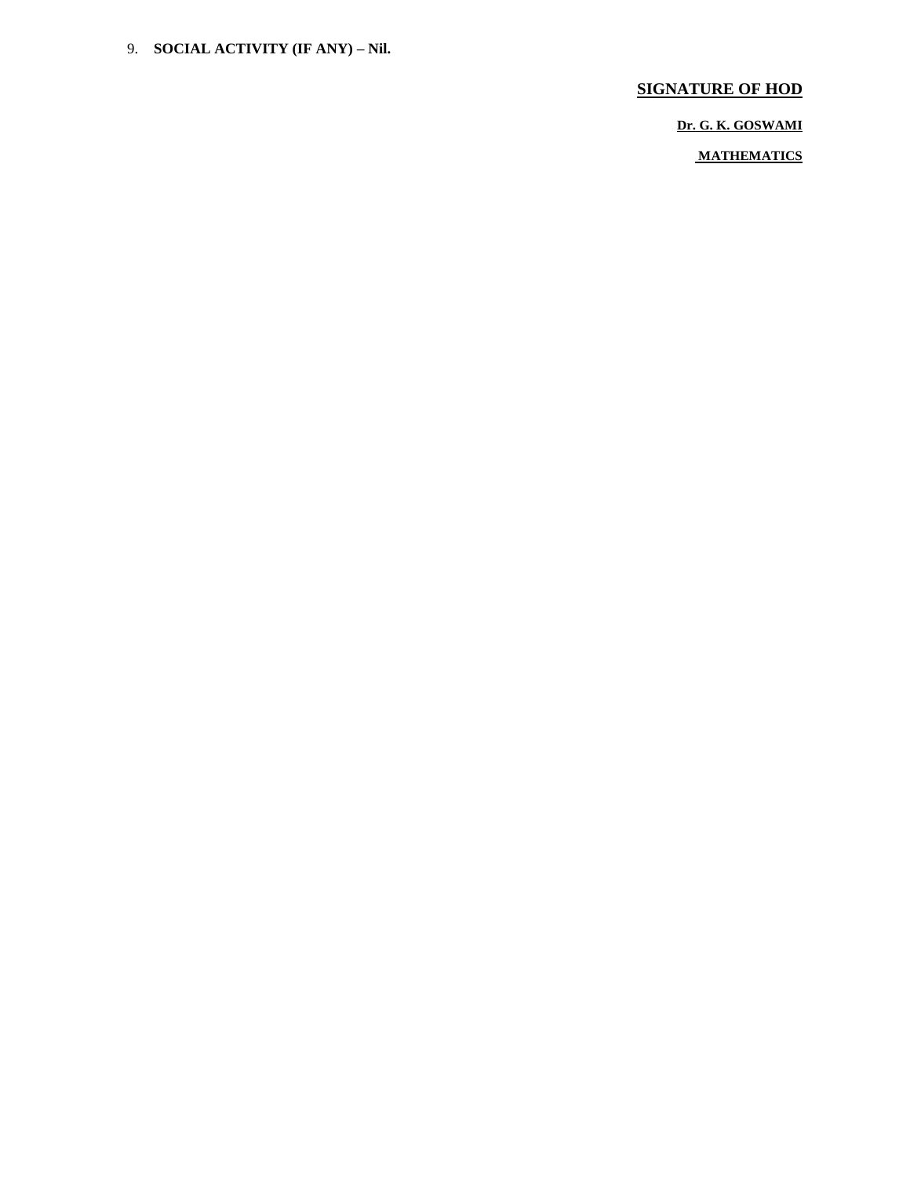9. **SOCIAL ACTIVITY (IF ANY) – Nil.**

**SIGNATURE OF HOD**

**Dr. G. K. GOSWAMI**

**MATHEMATICS**